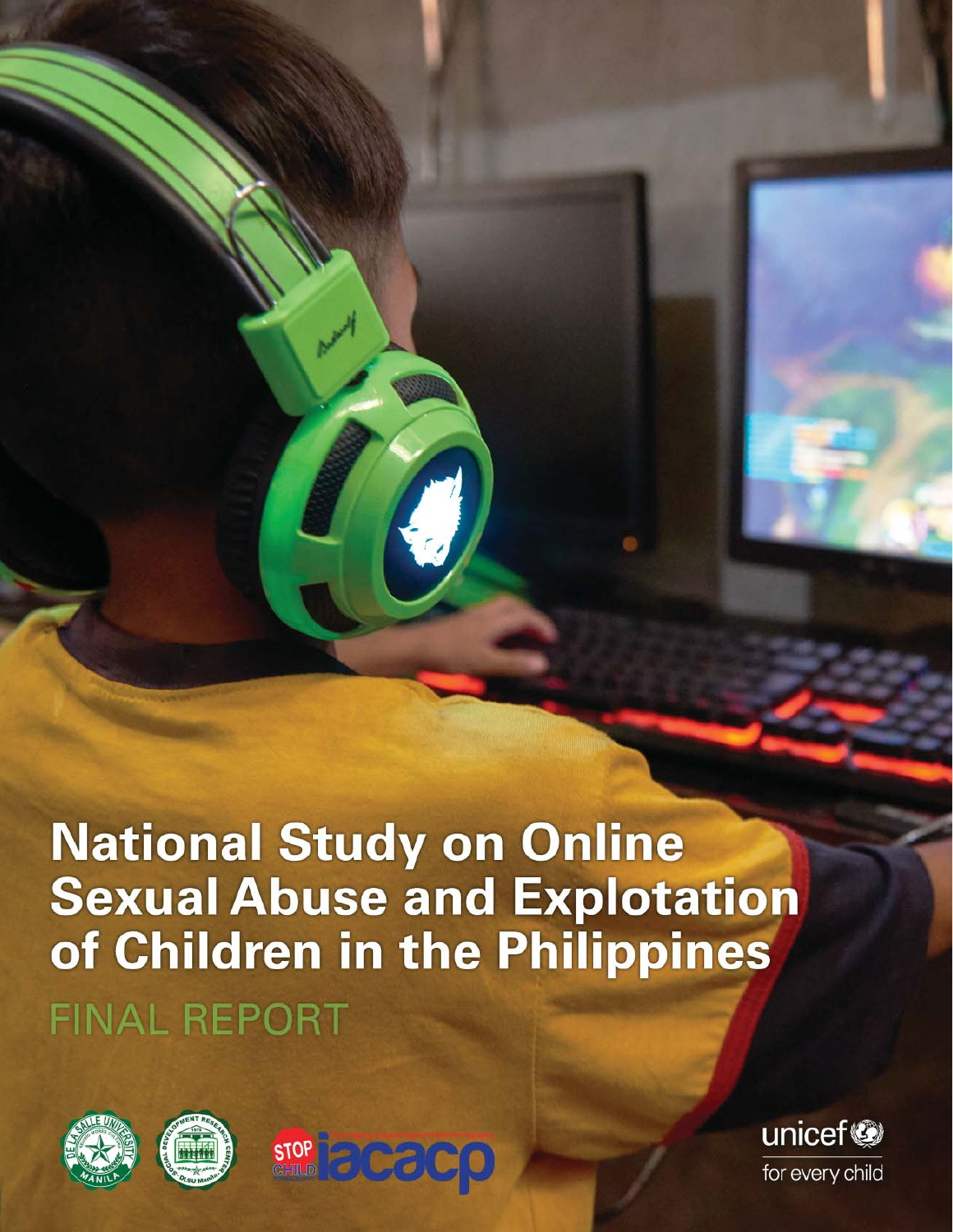# National Study on Online Sexual Abuse and Explotation of Children in the Philippines

## FINAL REPORT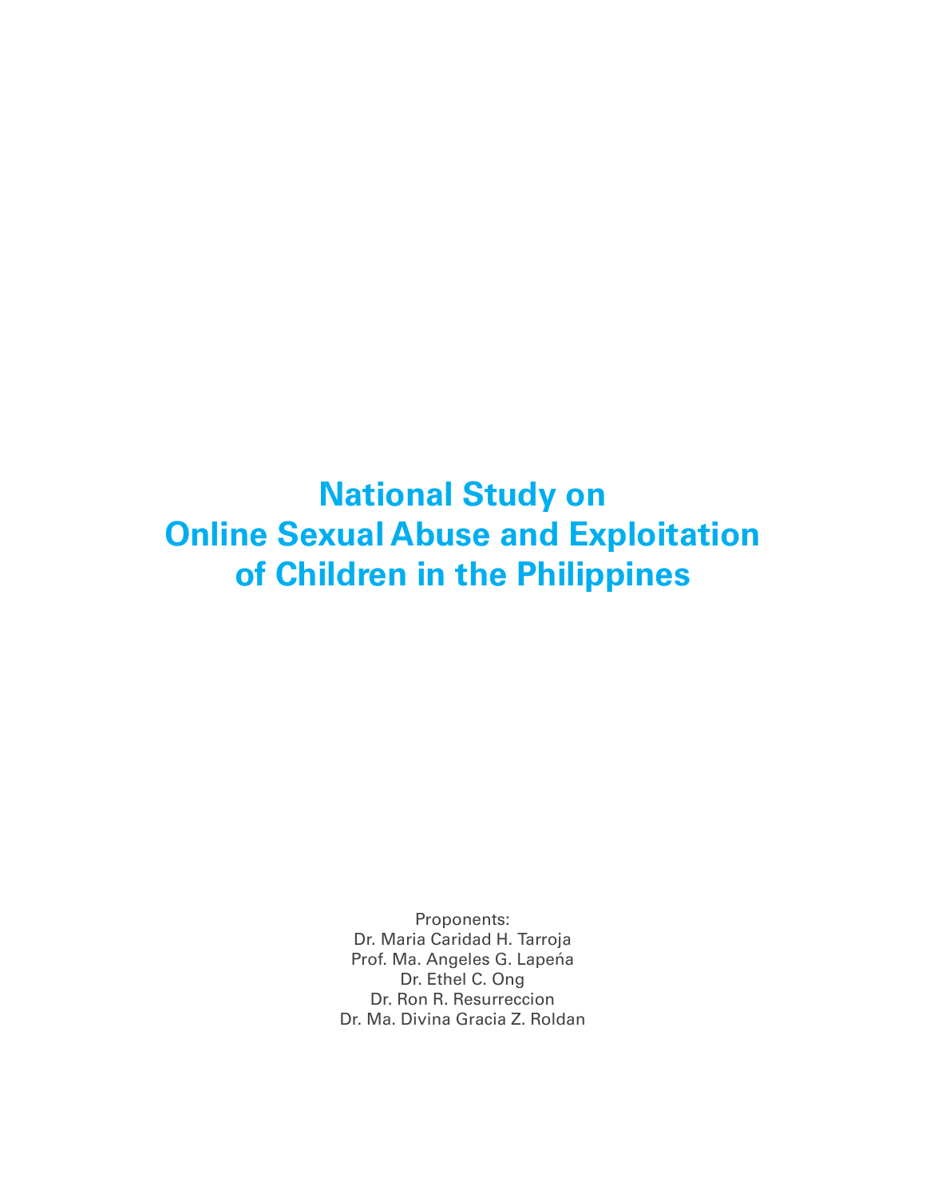# National Study on Online Sexual Abuse and Exploitation of Children in the Philippines

Proponents:
Dr. Maria Caridad H. Tarroja
Prof. Ma. Angeles G. Lapeńa
Dr. Ethel C. Ong
Dr. Ron R. Resurreccion
Dr. Ma. Divina Gracia Z. Roldan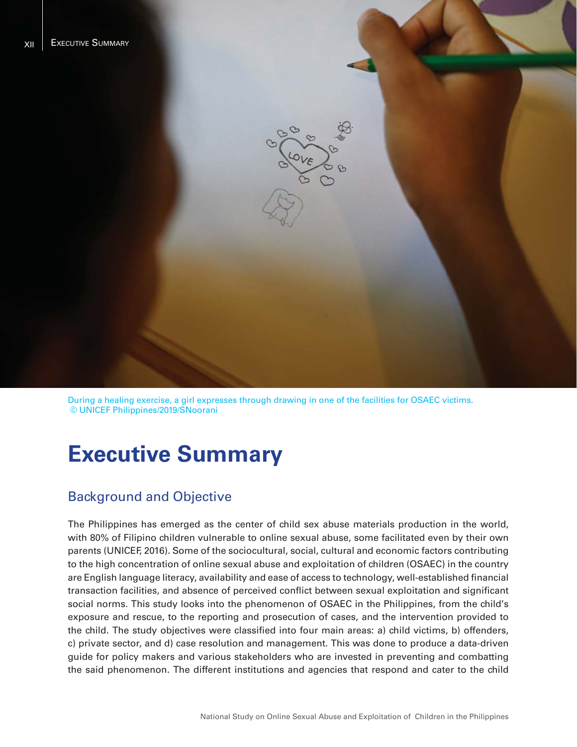During a healing exercise, a girl expresses through drawing in one of the facilities for OSAEC victims. © UNICEF Philippines/2019/SNoorani

# Executive Summary

## Background and Objective

The Philippines has emerged as the center of child sex abuse materials production in the world, with 80% of Filipino children vulnerable to online sexual abuse, some facilitated even by their own parents (UNICEF, 2016). Some of the sociocultural, social, cultural and economic factors contributing to the high concentration of online sexual abuse and exploitation of children (OSAEC) in the country are English language literacy, availability and ease of access to technology, well-established financial transaction facilities, and absence of perceived conflict between sexual exploitation and significant social norms. This study looks into the phenomenon of OSAEC in the Philippines, from the child's exposure and rescue, to the reporting and prosecution of cases, and the intervention provided to the child. The study objectives were classified into four main areas: a) child victims, b) offenders, c) private sector, and d) case resolution and management. This was done to produce a data-driven guide for policy makers and various stakeholders who are invested in preventing and combatting the said phenomenon. The different institutions and agencies that respond and cater to the child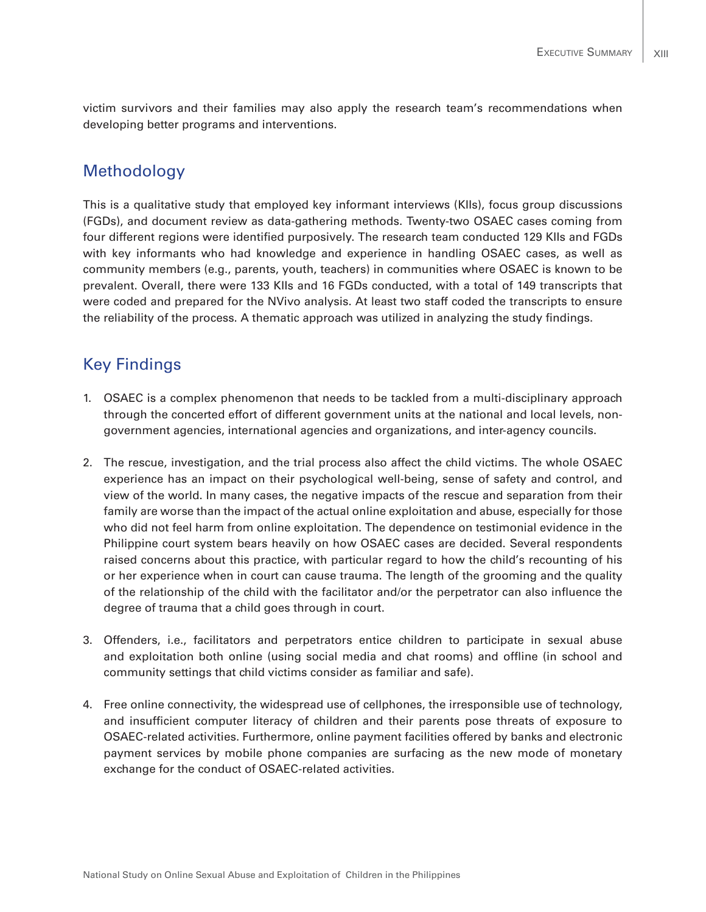victim survivors and their families may also apply the research team's recommendations when developing better programs and interventions.

## Methodology

This is a qualitative study that employed key informant interviews (KIIs), focus group discussions (FGDs), and document review as data-gathering methods. Twenty-two OSAEC cases coming from four different regions were identified purposively. The research team conducted 129 KIIs and FGDs with key informants who had knowledge and experience in handling OSAEC cases, as well as community members (e.g., parents, youth, teachers) in communities where OSAEC is known to be prevalent. Overall, there were 133 KIIs and 16 FGDs conducted, with a total of 149 transcripts that were coded and prepared for the NVivo analysis. At least two staff coded the transcripts to ensure the reliability of the process. A thematic approach was utilized in analyzing the study findings.

## Key Findings

1. OSAEC is a complex phenomenon that needs to be tackled from a multi-disciplinary approach through the concerted effort of different government units at the national and local levels, non-government agencies, international agencies and organizations, and inter-agency councils.

2. The rescue, investigation, and the trial process also affect the child victims. The whole OSAEC experience has an impact on their psychological well-being, sense of safety and control, and view of the world. In many cases, the negative impacts of the rescue and separation from their family are worse than the impact of the actual online exploitation and abuse, especially for those who did not feel harm from online exploitation. The dependence on testimonial evidence in the Philippine court system bears heavily on how OSAEC cases are decided. Several respondents raised concerns about this practice, with particular regard to how the child's recounting of his or her experience when in court can cause trauma. The length of the grooming and the quality of the relationship of the child with the facilitator and/or the perpetrator can also influence the degree of trauma that a child goes through in court.

3. Offenders, i.e., facilitators and perpetrators entice children to participate in sexual abuse and exploitation both online (using social media and chat rooms) and offline (in school and community settings that child victims consider as familiar and safe).

4. Free online connectivity, the widespread use of cellphones, the irresponsible use of technology, and insufficient computer literacy of children and their parents pose threats of exposure to OSAEC-related activities. Furthermore, online payment facilities offered by banks and electronic payment services by mobile phone companies are surfacing as the new mode of monetary exchange for the conduct of OSAEC-related activities.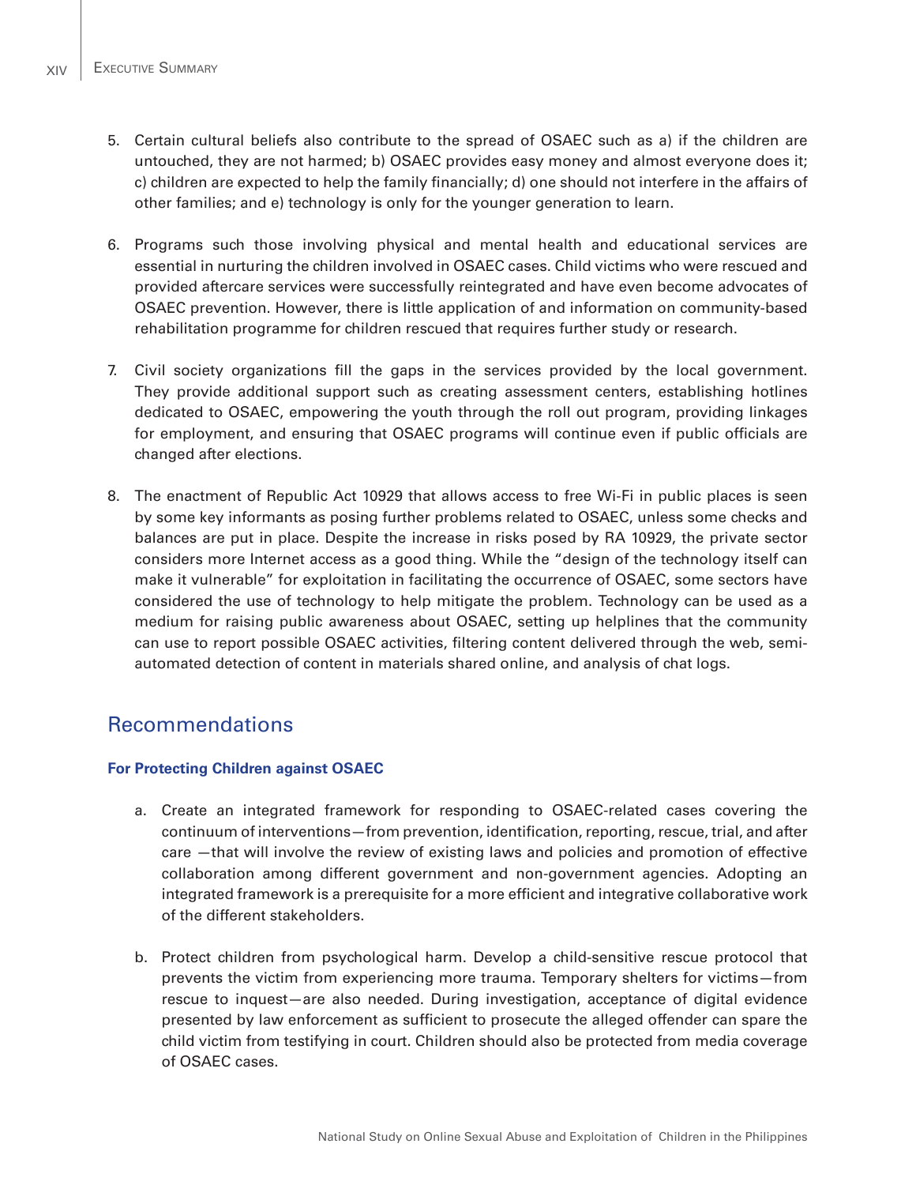5. Certain cultural beliefs also contribute to the spread of OSAEC such as a) if the children are untouched, they are not harmed; b) OSAEC provides easy money and almost everyone does it; c) children are expected to help the family financially; d) one should not interfere in the affairs of other families; and e) technology is only for the younger generation to learn.

6. Programs such those involving physical and mental health and educational services are essential in nurturing the children involved in OSAEC cases. Child victims who were rescued and provided aftercare services were successfully reintegrated and have even become advocates of OSAEC prevention. However, there is little application of and information on community-based rehabilitation programme for children rescued that requires further study or research.

7. Civil society organizations fill the gaps in the services provided by the local government. They provide additional support such as creating assessment centers, establishing hotlines dedicated to OSAEC, empowering the youth through the roll out program, providing linkages for employment, and ensuring that OSAEC programs will continue even if public officials are changed after elections.

8. The enactment of Republic Act 10929 that allows access to free Wi-Fi in public places is seen by some key informants as posing further problems related to OSAEC, unless some checks and balances are put in place. Despite the increase in risks posed by RA 10929, the private sector considers more Internet access as a good thing. While the "design of the technology itself can make it vulnerable" for exploitation in facilitating the occurrence of OSAEC, some sectors have considered the use of technology to help mitigate the problem. Technology can be used as a medium for raising public awareness about OSAEC, setting up helplines that the community can use to report possible OSAEC activities, filtering content delivered through the web, semi-automated detection of content in materials shared online, and analysis of chat logs.

## Recommendations

### For Protecting Children against OSAEC

a. Create an integrated framework for responding to OSAEC-related cases covering the continuum of interventions—from prevention, identification, reporting, rescue, trial, and after care —that will involve the review of existing laws and policies and promotion of effective collaboration among different government and non-government agencies. Adopting an integrated framework is a prerequisite for a more efficient and integrative collaborative work of the different stakeholders.

b. Protect children from psychological harm. Develop a child-sensitive rescue protocol that prevents the victim from experiencing more trauma. Temporary shelters for victims—from rescue to inquest—are also needed. During investigation, acceptance of digital evidence presented by law enforcement as sufficient to prosecute the alleged offender can spare the child victim from testifying in court. Children should also be protected from media coverage of OSAEC cases.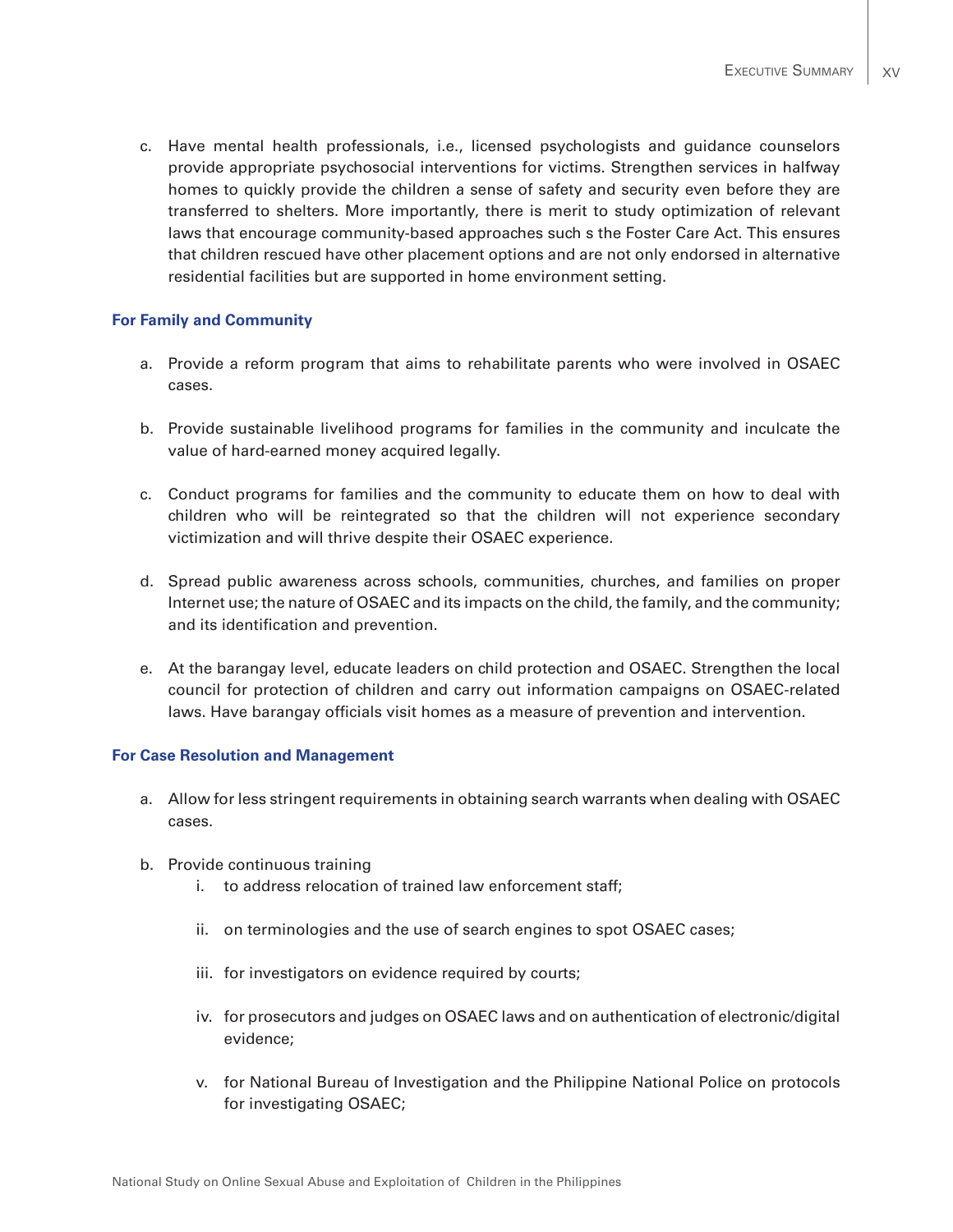c. Have mental health professionals, i.e., licensed psychologists and guidance counselors provide appropriate psychosocial interventions for victims. Strengthen services in halfway homes to quickly provide the children a sense of safety and security even before they are transferred to shelters. More importantly, there is merit to study optimization of relevant laws that encourage community-based approaches such s the Foster Care Act. This ensures that children rescued have other placement options and are not only endorsed in alternative residential facilities but are supported in home environment setting.

**For Family and Community**

a. Provide a reform program that aims to rehabilitate parents who were involved in OSAEC cases.

b. Provide sustainable livelihood programs for families in the community and inculcate the value of hard-earned money acquired legally.

c. Conduct programs for families and the community to educate them on how to deal with children who will be reintegrated so that the children will not experience secondary victimization and will thrive despite their OSAEC experience.

d. Spread public awareness across schools, communities, churches, and families on proper Internet use; the nature of OSAEC and its impacts on the child, the family, and the community; and its identification and prevention.

e. At the barangay level, educate leaders on child protection and OSAEC. Strengthen the local council for protection of children and carry out information campaigns on OSAEC-related laws. Have barangay officials visit homes as a measure of prevention and intervention.

**For Case Resolution and Management**

a. Allow for less stringent requirements in obtaining search warrants when dealing with OSAEC cases.

b. Provide continuous training
   i. to address relocation of trained law enforcement staff;

   ii. on terminologies and the use of search engines to spot OSAEC cases;

   iii. for investigators on evidence required by courts;

   iv. for prosecutors and judges on OSAEC laws and on authentication of electronic/digital evidence;

   v. for National Bureau of Investigation and the Philippine National Police on protocols for investigating OSAEC;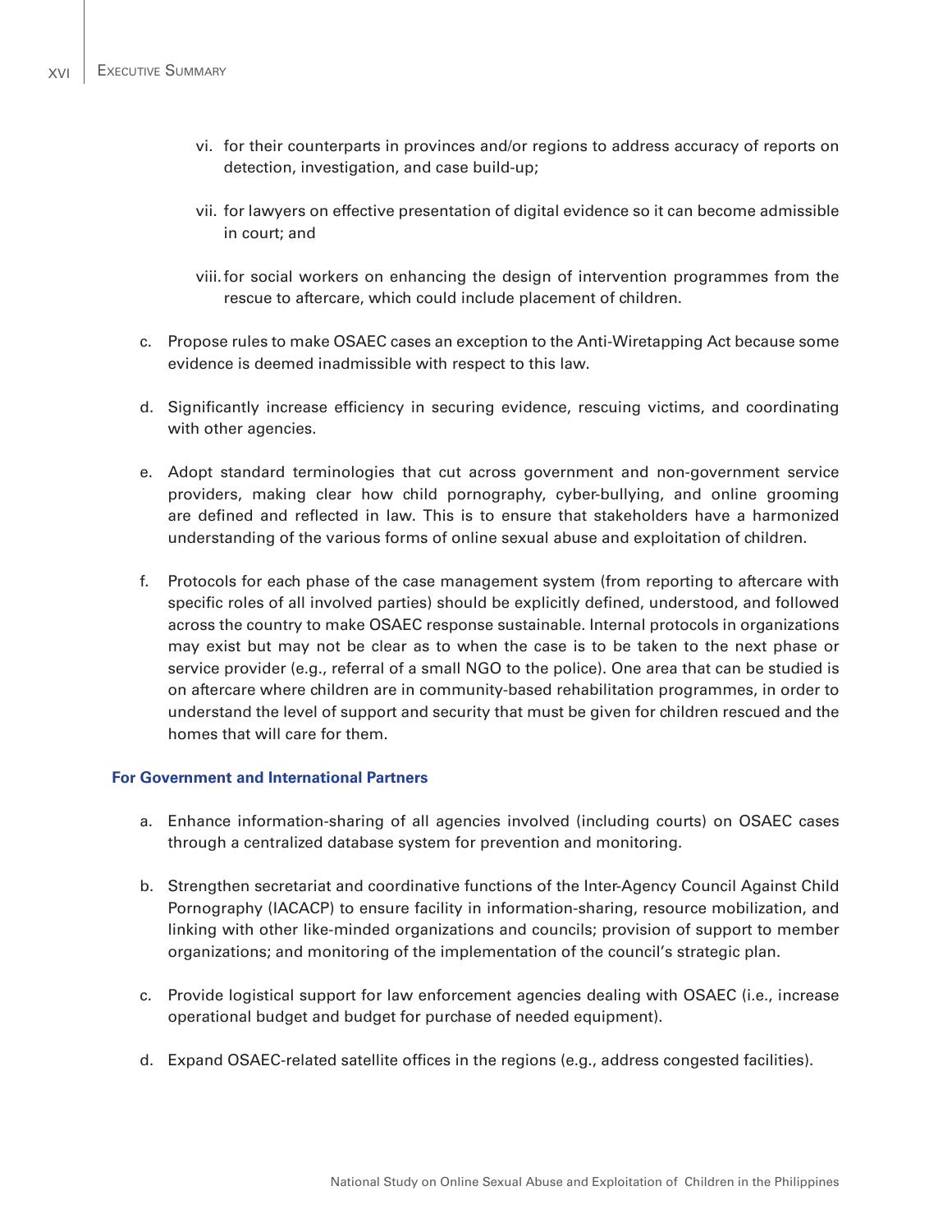vi. for their counterparts in provinces and/or regions to address accuracy of reports on detection, investigation, and case build-up;

vii. for lawyers on effective presentation of digital evidence so it can become admissible in court; and

viii. for social workers on enhancing the design of intervention programmes from the rescue to aftercare, which could include placement of children.

c. Propose rules to make OSAEC cases an exception to the Anti-Wiretapping Act because some evidence is deemed inadmissible with respect to this law.

d. Significantly increase efficiency in securing evidence, rescuing victims, and coordinating with other agencies.

e. Adopt standard terminologies that cut across government and non-government service providers, making clear how child pornography, cyber-bullying, and online grooming are defined and reflected in law. This is to ensure that stakeholders have a harmonized understanding of the various forms of online sexual abuse and exploitation of children.

f. Protocols for each phase of the case management system (from reporting to aftercare with specific roles of all involved parties) should be explicitly defined, understood, and followed across the country to make OSAEC response sustainable. Internal protocols in organizations may exist but may not be clear as to when the case is to be taken to the next phase or service provider (e.g., referral of a small NGO to the police). One area that can be studied is on aftercare where children are in community-based rehabilitation programmes, in order to understand the level of support and security that must be given for children rescued and the homes that will care for them.

**For Government and International Partners**

a. Enhance information-sharing of all agencies involved (including courts) on OSAEC cases through a centralized database system for prevention and monitoring.

b. Strengthen secretariat and coordinative functions of the Inter-Agency Council Against Child Pornography (IACACP) to ensure facility in information-sharing, resource mobilization, and linking with other like-minded organizations and councils; provision of support to member organizations; and monitoring of the implementation of the council's strategic plan.

c. Provide logistical support for law enforcement agencies dealing with OSAEC (i.e., increase operational budget and budget for purchase of needed equipment).

d. Expand OSAEC-related satellite offices in the regions (e.g., address congested facilities).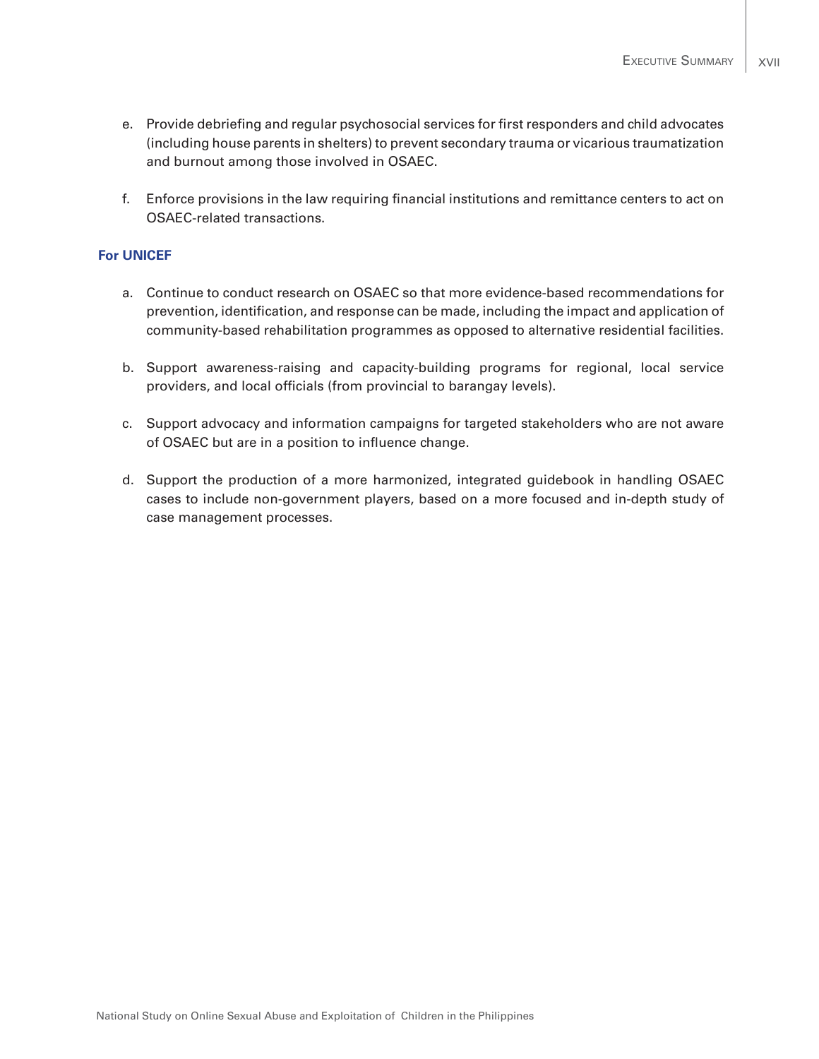e. Provide debriefing and regular psychosocial services for first responders and child advocates (including house parents in shelters) to prevent secondary trauma or vicarious traumatization and burnout among those involved in OSAEC.

f. Enforce provisions in the law requiring financial institutions and remittance centers to act on OSAEC-related transactions.

**For UNICEF**

a. Continue to conduct research on OSAEC so that more evidence-based recommendations for prevention, identification, and response can be made, including the impact and application of community-based rehabilitation programmes as opposed to alternative residential facilities.

b. Support awareness-raising and capacity-building programs for regional, local service providers, and local officials (from provincial to barangay levels).

c. Support advocacy and information campaigns for targeted stakeholders who are not aware of OSAEC but are in a position to influence change.

d. Support the production of a more harmonized, integrated guidebook in handling OSAEC cases to include non-government players, based on a more focused and in-depth study of case management processes.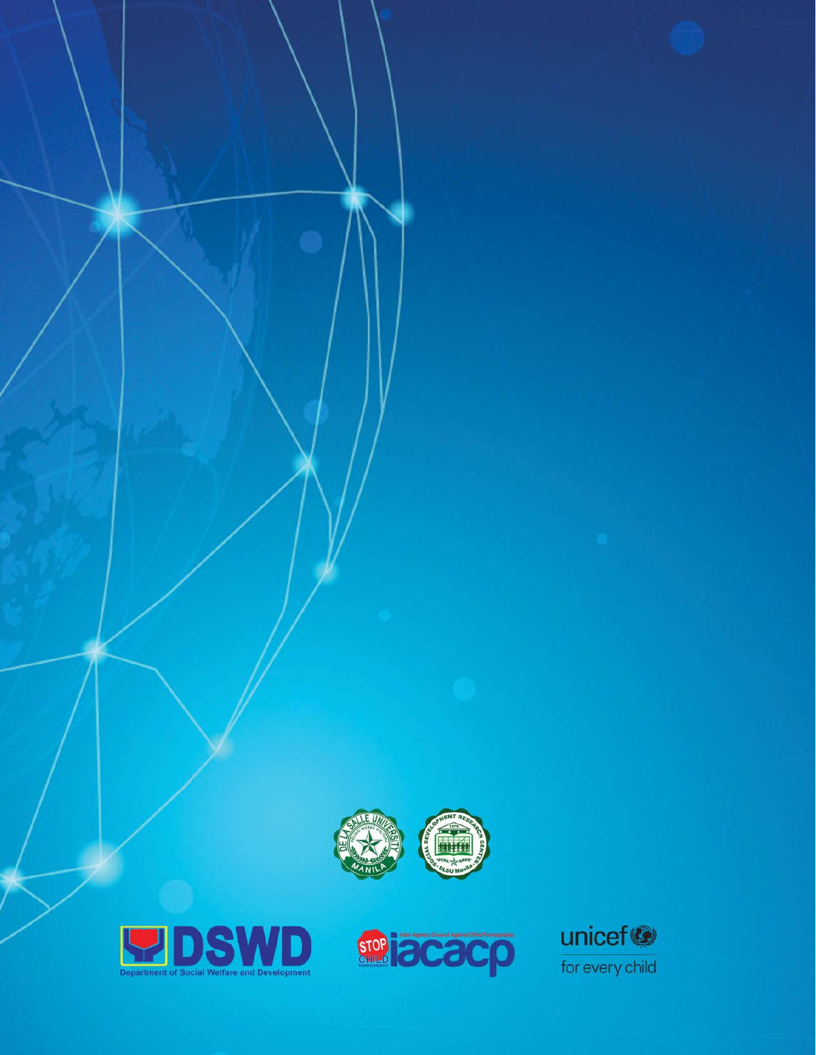Department of Social Welfare and Development

Inter-Agency Council Against Child Pornography

unicef

for every child